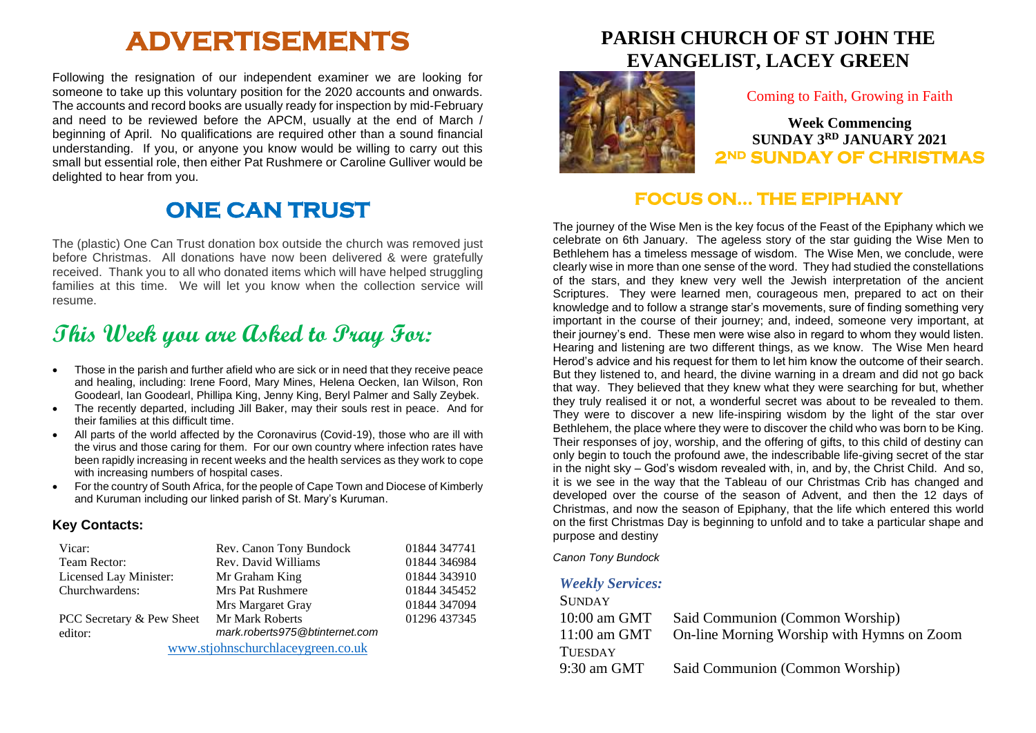# ADVERTISEMENTS

Following the resignation of our independent examiner we are looking for someone to take up this voluntary position for the 2020 accounts and onwards. The accounts and record books are usually ready for inspection by mid-February and need to be reviewed before the APCM, usually at the end of March / beginning of April. No qualifications are required other than a sound financial understanding. If you, or anyone you know would be willing to carry out this small but essential role, then either Pat Rushmere or Caroline Gulliver would be delighted to hear from you.

## ONE CAN TRUST

The (plastic) One Can Trust donation box outside the church was removed just before Christmas. All donations have now been delivered & were gratefully received. Thank you to all who donated items which will have helped struggling families at this time. We will let you know when the collection service will resume.

## This Week you are Asked to Pray For:

- Those in the parish and further afield who are sick or in need that they receive peace and healing, including: Irene Foord, Mary Mines, Helena Oecken, Ian Wilson, Ron Goodearl, Ian Goodearl, Phillipa King, Jenny King, Beryl Palmer and Sally Zeybek.
- The recently departed, including Jill Baker, may their souls rest in peace. And for their families at this difficult time.
- All parts of the world affected by the Coronavirus (Covid-19), those who are ill with the virus and those caring for them. For our own country where infection rates have been rapidly increasing in recent weeks and the health services as they work to cope with increasing numbers of hospital cases.
- For the country of South Africa, for the people of Cape Town and Diocese of Kimberly and Kuruman including our linked parish of St. Mary's Kuruman.

### Key Contacts:

| | | |
|---|---|---|
| Vicar: | Rev. Canon Tony Bundock | 01844 347741 |
| Team Rector: | Rev. David Williams | 01844 346984 |
| Licensed Lay Minister: | Mr Graham King | 01844 343910 |
| Churchwardens: | Mrs Pat Rushmere | 01844 345452 |
| | Mrs Margaret Gray | 01844 347094 |
| PCC Secretary & Pew Sheet editor: | Mr Mark Roberts *mark.roberts975@btinternet.com* | 01296 437345 |

www.stjohnschurchlaceygreen.co.uk

# PARISH CHURCH OF ST JOHN THE EVANGELIST, LACEY GREEN

Coming to Faith, Growing in Faith

**Week Commencing**
**SUNDAY 3RD JANUARY 2021**
**2ND SUNDAY OF CHRISTMAS**

## FOCUS ON… THE EPIPHANY

The journey of the Wise Men is the key focus of the Feast of the Epiphany which we celebrate on 6th January. The ageless story of the star guiding the Wise Men to Bethlehem has a timeless message of wisdom. The Wise Men, we conclude, were clearly wise in more than one sense of the word. They had studied the constellations of the stars, and they knew very well the Jewish interpretation of the ancient Scriptures. They were learned men, courageous men, prepared to act on their knowledge and to follow a strange star's movements, sure of finding something very important in the course of their journey; and, indeed, someone very important, at their journey's end. These men were wise also in regard to whom they would listen. Hearing and listening are two different things, as we know. The Wise Men heard Herod's advice and his request for them to let him know the outcome of their search. But they listened to, and heard, the divine warning in a dream and did not go back that way. They believed that they knew what they were searching for but, whether they truly realised it or not, a wonderful secret was about to be revealed to them. They were to discover a new life-inspiring wisdom by the light of the star over Bethlehem, the place where they were to discover the child who was born to be King. Their responses of joy, worship, and the offering of gifts, to this child of destiny can only begin to touch the profound awe, the indescribable life-giving secret of the star in the night sky – God's wisdom revealed with, in, and by, the Christ Child. And so, it is we see in the way that the Tableau of our Christmas Crib has changed and developed over the course of the season of Advent, and then the 12 days of Christmas, and now the season of Epiphany, that the life which entered this world on the first Christmas Day is beginning to unfold and to take a particular shape and purpose and destiny

*Canon Tony Bundock*

### *Weekly Services:*

SUNDAY
10:00 am GMT Said Communion (Common Worship)
11:00 am GMT On-line Morning Worship with Hymns on Zoom
TUESDAY
9:30 am GMT Said Communion (Common Worship)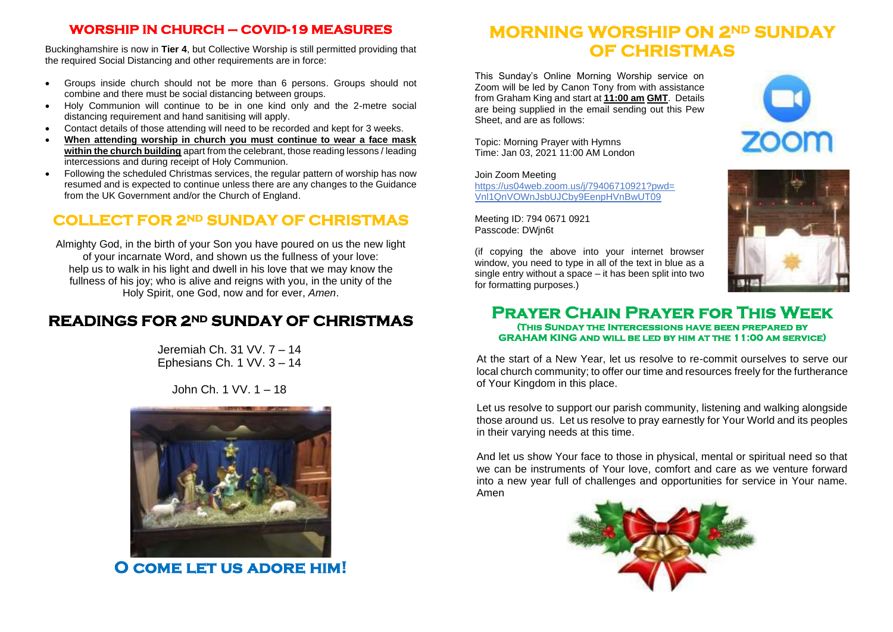## WORSHIP IN CHURCH – COVID-19 MEASURES

Buckinghamshire is now in **Tier 4**, but Collective Worship is still permitted providing that the required Social Distancing and other requirements are in force:

- Groups inside church should not be more than 6 persons. Groups should not combine and there must be social distancing between groups.
- Holy Communion will continue to be in one kind only and the 2-metre social distancing requirement and hand sanitising will apply.
- Contact details of those attending will need to be recorded and kept for 3 weeks.
- **When attending worship in church you must continue to wear a face mask within the church building** apart from the celebrant, those reading lessons / leading intercessions and during receipt of Holy Communion.
- Following the scheduled Christmas services, the regular pattern of worship has now resumed and is expected to continue unless there are any changes to the Guidance from the UK Government and/or the Church of England.

## COLLECT FOR 2ND SUNDAY OF CHRISTMAS

Almighty God, in the birth of your Son you have poured on us the new light of your incarnate Word, and shown us the fullness of your love: help us to walk in his light and dwell in his love that we may know the fullness of his joy; who is alive and reigns with you, in the unity of the Holy Spirit, one God, now and for ever, *Amen*.

## READINGS FOR 2ND SUNDAY OF CHRISTMAS

Jeremiah Ch. 31 VV. 7 – 14
Ephesians Ch. 1 VV. 3 – 14

John Ch. 1 VV. 1 – 18

**O COME LET US ADORE HIM!**

## MORNING WORSHIP ON 2ND SUNDAY OF CHRISTMAS

This Sunday's Online Morning Worship service on Zoom will be led by Canon Tony from with assistance from Graham King and start at **11:00 am GMT**. Details are being supplied in the email sending out this Pew Sheet, and are as follows:

Topic: Morning Prayer with Hymns
Time: Jan 03, 2021 11:00 AM London

Join Zoom Meeting
https://us04web.zoom.us/j/79406710921?pwd=Vnl1QnVOWnJsbUJCby9EenpHVnBwUT09

Meeting ID: 794 0671 0921
Passcode: DWjn6t

(if copying the above into your internet browser window, you need to type in all of the text in blue as a single entry without a space – it has been split into two for formatting purposes.)

## PRAYER CHAIN PRAYER FOR THIS WEEK

**(THIS SUNDAY THE INTERCESSIONS HAVE BEEN PREPARED BY GRAHAM KING AND WILL BE LED BY HIM AT THE 11:00 AM SERVICE)**

At the start of a New Year, let us resolve to re-commit ourselves to serve our local church community; to offer our time and resources freely for the furtherance of Your Kingdom in this place.

Let us resolve to support our parish community, listening and walking alongside those around us. Let us resolve to pray earnestly for Your World and its peoples in their varying needs at this time.

And let us show Your face to those in physical, mental or spiritual need so that we can be instruments of Your love, comfort and care as we venture forward into a new year full of challenges and opportunities for service in Your name. Amen